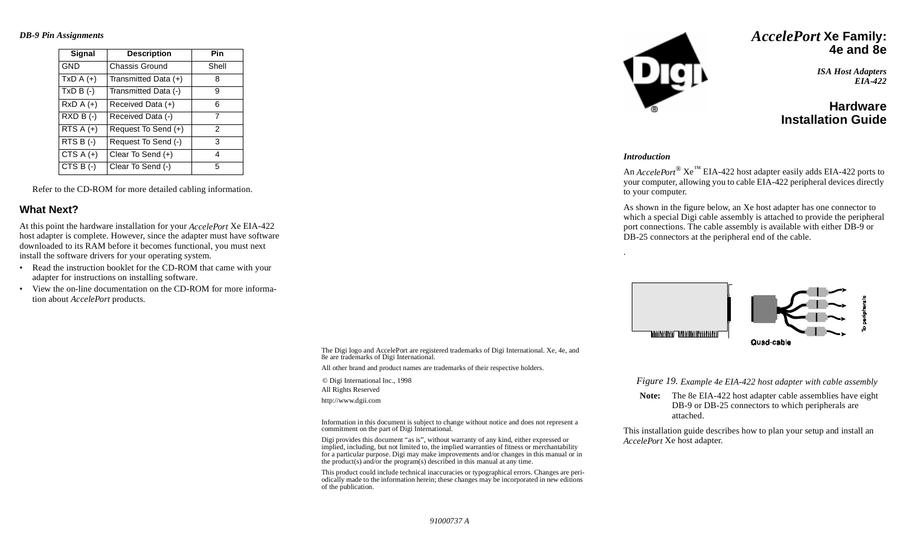# *AccelePort* Xe Family: 4e and 8e

*ISA Host Adapters*
*EIA-422*

## Hardware Installation Guide

### *Introduction*

An *AccelePort*® Xe™ EIA-422 host adapter easily adds EIA-422 ports to your computer, allowing you to cable EIA-422 peripheral devices directly to your computer.

As shown in the figure below, an Xe host adapter has one connector to which a special Digi cable assembly is attached to provide the peripheral port connections. The cable assembly is available with either DB-9 or DB-25 connectors at the peripheral end of the cable.

Quad-cable

To peripherals

*Figure 19. Example 4e EIA-422 host adapter with cable assembly*

**Note:** The 8e EIA-422 host adapter cable assemblies have eight DB-9 or DB-25 connectors to which peripherals are attached.

This installation guide describes how to plan your setup and install an *AccelePort* Xe host adapter.

### *DB-9 Pin Assignments*

| Signal | Description | Pin |
|---|---|---|
| GND | Chassis Ground | Shell |
| TxD A (+) | Transmitted Data (+) | 8 |
| TxD B (-) | Transmitted Data (-) | 9 |
| RxD A (+) | Received Data (+) | 6 |
| RXD B (-) | Received Data (-) | 7 |
| RTS A (+) | Request To Send (+) | 2 |
| RTS B (-) | Request To Send (-) | 3 |
| CTS A (+) | Clear To Send (+) | 4 |
| CTS B (-) | Clear To Send (-) | 5 |

Refer to the CD-ROM for more detailed cabling information.

## What Next?

At this point the hardware installation for your *AccelePort* Xe EIA-422 host adapter is complete. However, since the adapter must have software downloaded to its RAM before it becomes functional, you must next install the software drivers for your operating system.

- Read the instruction booklet for the CD-ROM that came with your adapter for instructions on installing software.
- View the on-line documentation on the CD-ROM for more information about *AccelePort* products.

The Digi logo and AccelePort are registered trademarks of Digi International. Xe, 4e, and 8e are trademarks of Digi International.

All other brand and product names are trademarks of their respective holders.

© Digi International Inc., 1998
All Rights Reserved

http://www.dgii.com

Information in this document is subject to change without notice and does not represent a commitment on the part of Digi International.

Digi provides this document "as is", without warranty of any kind, either expressed or implied, including, but not limited to, the implied warranties of fitness or merchantability for a particular purpose. Digi may make improvements and/or changes in this manual or in the product(s) and/or the program(s) described in this manual at any time.

This product could include technical inaccuracies or typographical errors. Changes are periodically made to the information herein; these changes may be incorporated in new editions of the publication.

*91000737 A*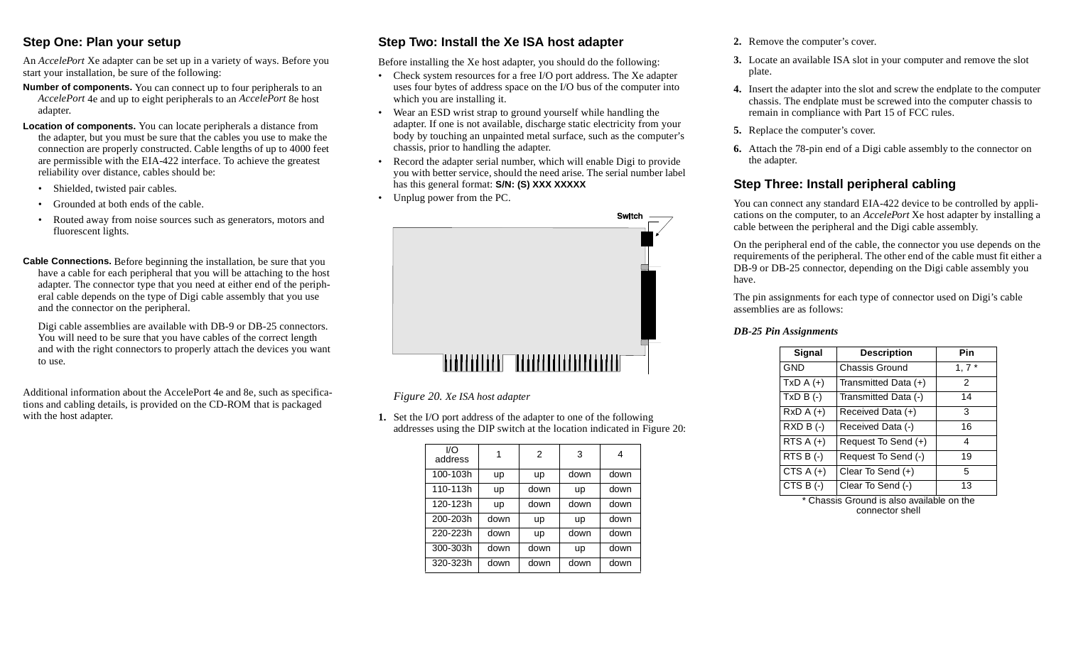## Step One: Plan your setup

An *AccelePort* Xe adapter can be set up in a variety of ways. Before you start your installation, be sure of the following:

**Number of components.** You can connect up to four peripherals to an *AccelePort* 4e and up to eight peripherals to an *AccelePort* 8e host adapter.

**Location of components.** You can locate peripherals a distance from the adapter, but you must be sure that the cables you use to make the connection are properly constructed. Cable lengths of up to 4000 feet are permissible with the EIA-422 interface. To achieve the greatest reliability over distance, cables should be:

- Shielded, twisted pair cables.
- Grounded at both ends of the cable.
- Routed away from noise sources such as generators, motors and fluorescent lights.

**Cable Connections.** Before beginning the installation, be sure that you have a cable for each peripheral that you will be attaching to the host adapter. The connector type that you need at either end of the peripheral cable depends on the type of Digi cable assembly that you use and the connector on the peripheral.

Digi cable assemblies are available with DB-9 or DB-25 connectors. You will need to be sure that you have cables of the correct length and with the right connectors to properly attach the devices you want to use.

Additional information about the AccelePort 4e and 8e, such as specifications and cabling details, is provided on the CD-ROM that is packaged with the host adapter.

## Step Two: Install the Xe ISA host adapter

Before installing the Xe host adapter, you should do the following:

- Check system resources for a free I/O port address. The Xe adapter uses four bytes of address space on the I/O bus of the computer into which you are installing it.
- Wear an ESD wrist strap to ground yourself while handling the adapter. If one is not available, discharge static electricity from your body by touching an unpainted metal surface, such as the computer's chassis, prior to handling the adapter.
- Record the adapter serial number, which will enable Digi to provide you with better service, should the need arise. The serial number label has this general format: **S/N: (S) XXX XXXXX**
- Unplug power from the PC.

Switch

*Figure 20. Xe ISA host adapter*

1. Set the I/O port address of the adapter to one of the following addresses using the DIP switch at the location indicated in Figure 20:

| I/O address | 1 | 2 | 3 | 4 |
|---|---|---|---|---|
| 100-103h | up | up | down | down |
| 110-113h | up | down | up | down |
| 120-123h | up | down | down | down |
| 200-203h | down | up | up | down |
| 220-223h | down | up | down | down |
| 300-303h | down | down | up | down |
| 320-323h | down | down | down | down |

2. Remove the computer's cover.
3. Locate an available ISA slot in your computer and remove the slot plate.
4. Insert the adapter into the slot and screw the endplate to the computer chassis. The endplate must be screwed into the computer chassis to remain in compliance with Part 15 of FCC rules.
5. Replace the computer's cover.
6. Attach the 78-pin end of a Digi cable assembly to the connector on the adapter.

## Step Three: Install peripheral cabling

You can connect any standard EIA-422 device to be controlled by applications on the computer, to an *AccelePort* Xe host adapter by installing a cable between the peripheral and the Digi cable assembly.

On the peripheral end of the cable, the connector you use depends on the requirements of the peripheral. The other end of the cable must fit either a DB-9 or DB-25 connector, depending on the Digi cable assembly you have.

The pin assignments for each type of connector used on Digi's cable assemblies are as follows:

***DB-25 Pin Assignments***

| Signal | Description | Pin |
|---|---|---|
| GND | Chassis Ground | 1, 7 * |
| TxD A (+) | Transmitted Data (+) | 2 |
| TxD B (-) | Transmitted Data (-) | 14 |
| RxD A (+) | Received Data (+) | 3 |
| RXD B (-) | Received Data (-) | 16 |
| RTS A (+) | Request To Send (+) | 4 |
| RTS B (-) | Request To Send (-) | 19 |
| CTS A (+) | Clear To Send (+) | 5 |
| CTS B (-) | Clear To Send (-) | 13 |

* Chassis Ground is also available on the connector shell